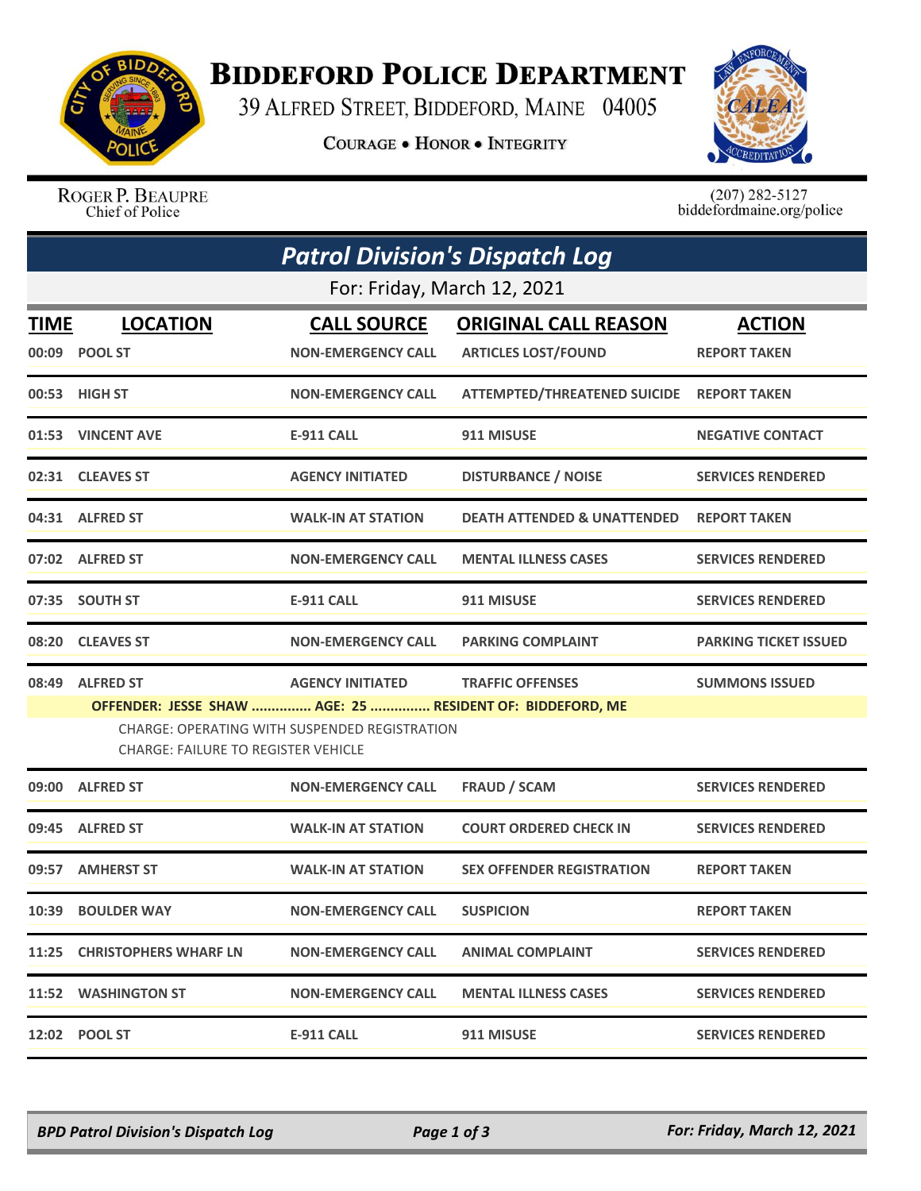# Biddeford Police Department

39 Alfred Street, Biddeford, Maine 04005

**Courage • Honor • Integrity**

Roger P. Beaupre
Chief of Police

(207) 282-5127
biddefordmaine.org/police

## *Patrol Division's Dispatch Log*

For: Friday, March 12, 2021

| TIME | LOCATION | CALL SOURCE | ORIGINAL CALL REASON | ACTION |
|---|---|---|---|---|
| 00:09 | POOL ST | NON-EMERGENCY CALL | ARTICLES LOST/FOUND | REPORT TAKEN |
| 00:53 | HIGH ST | NON-EMERGENCY CALL | ATTEMPTED/THREATENED SUICIDE | REPORT TAKEN |
| 01:53 | VINCENT AVE | E-911 CALL | 911 MISUSE | NEGATIVE CONTACT |
| 02:31 | CLEAVES ST | AGENCY INITIATED | DISTURBANCE / NOISE | SERVICES RENDERED |
| 04:31 | ALFRED ST | WALK-IN AT STATION | DEATH ATTENDED & UNATTENDED | REPORT TAKEN |
| 07:02 | ALFRED ST | NON-EMERGENCY CALL | MENTAL ILLNESS CASES | SERVICES RENDERED |
| 07:35 | SOUTH ST | E-911 CALL | 911 MISUSE | SERVICES RENDERED |
| 08:20 | CLEAVES ST | NON-EMERGENCY CALL | PARKING COMPLAINT | PARKING TICKET ISSUED |
| 08:49 | ALFRED ST | AGENCY INITIATED | TRAFFIC OFFENSES | SUMMONS ISSUED |

**OFFENDER: JESSE SHAW ............... AGE: 25 ............... RESIDENT OF: BIDDEFORD, ME**

CHARGE: OPERATING WITH SUSPENDED REGISTRATION
CHARGE: FAILURE TO REGISTER VEHICLE

| TIME | LOCATION | CALL SOURCE | ORIGINAL CALL REASON | ACTION |
|---|---|---|---|---|
| 09:00 | ALFRED ST | NON-EMERGENCY CALL | FRAUD / SCAM | SERVICES RENDERED |
| 09:45 | ALFRED ST | WALK-IN AT STATION | COURT ORDERED CHECK IN | SERVICES RENDERED |
| 09:57 | AMHERST ST | WALK-IN AT STATION | SEX OFFENDER REGISTRATION | REPORT TAKEN |
| 10:39 | BOULDER WAY | NON-EMERGENCY CALL | SUSPICION | REPORT TAKEN |
| 11:25 | CHRISTOPHERS WHARF LN | NON-EMERGENCY CALL | ANIMAL COMPLAINT | SERVICES RENDERED |
| 11:52 | WASHINGTON ST | NON-EMERGENCY CALL | MENTAL ILLNESS CASES | SERVICES RENDERED |
| 12:02 | POOL ST | E-911 CALL | 911 MISUSE | SERVICES RENDERED |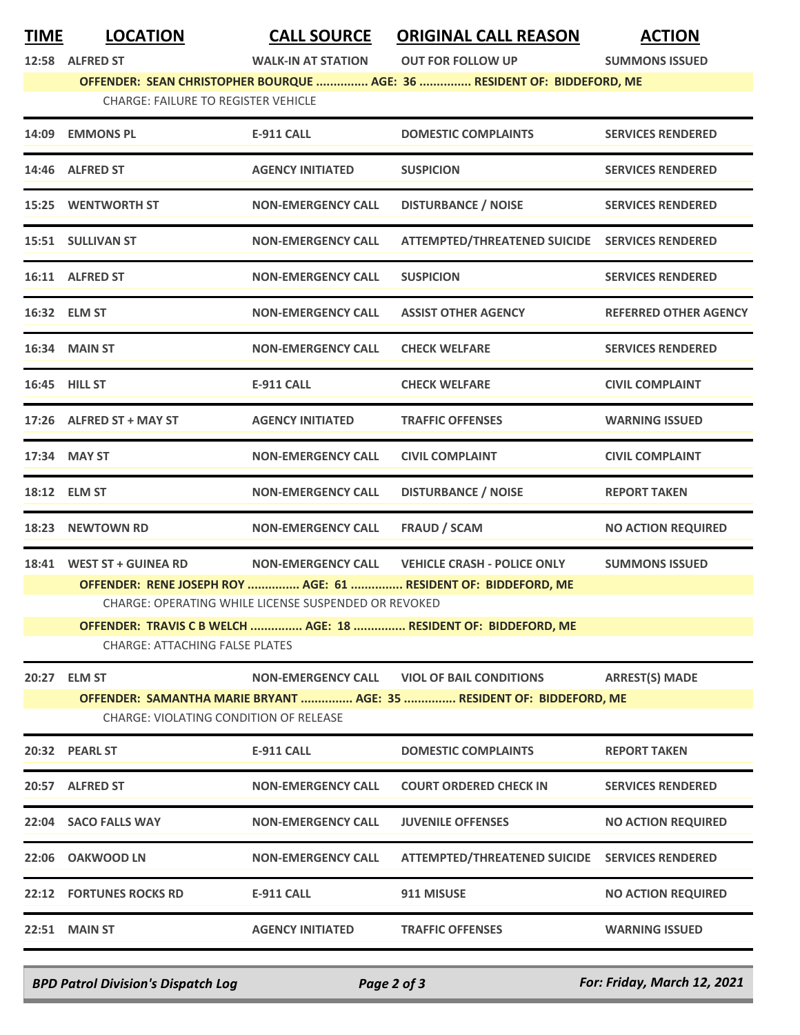| TIME | LOCATION | CALL SOURCE | ORIGINAL CALL REASON | ACTION |
|---|---|---|---|---|
| 12:58 | ALFRED ST | WALK-IN AT STATION | OUT FOR FOLLOW UP | SUMMONS ISSUED |
| | **OFFENDER: SEAN CHRISTOPHER BOURQUE ............... AGE: 36 ............... RESIDENT OF: BIDDEFORD, ME** | | | |
| | CHARGE: FAILURE TO REGISTER VEHICLE | | | |
| 14:09 | EMMONS PL | E-911 CALL | DOMESTIC COMPLAINTS | SERVICES RENDERED |
| 14:46 | ALFRED ST | AGENCY INITIATED | SUSPICION | SERVICES RENDERED |
| 15:25 | WENTWORTH ST | NON-EMERGENCY CALL | DISTURBANCE / NOISE | SERVICES RENDERED |
| 15:51 | SULLIVAN ST | NON-EMERGENCY CALL | ATTEMPTED/THREATENED SUICIDE | SERVICES RENDERED |
| 16:11 | ALFRED ST | NON-EMERGENCY CALL | SUSPICION | SERVICES RENDERED |
| 16:32 | ELM ST | NON-EMERGENCY CALL | ASSIST OTHER AGENCY | REFERRED OTHER AGENCY |
| 16:34 | MAIN ST | NON-EMERGENCY CALL | CHECK WELFARE | SERVICES RENDERED |
| 16:45 | HILL ST | E-911 CALL | CHECK WELFARE | CIVIL COMPLAINT |
| 17:26 | ALFRED ST + MAY ST | AGENCY INITIATED | TRAFFIC OFFENSES | WARNING ISSUED |
| 17:34 | MAY ST | NON-EMERGENCY CALL | CIVIL COMPLAINT | CIVIL COMPLAINT |
| 18:12 | ELM ST | NON-EMERGENCY CALL | DISTURBANCE / NOISE | REPORT TAKEN |
| 18:23 | NEWTOWN RD | NON-EMERGENCY CALL | FRAUD / SCAM | NO ACTION REQUIRED |
| 18:41 | WEST ST + GUINEA RD | NON-EMERGENCY CALL | VEHICLE CRASH - POLICE ONLY | SUMMONS ISSUED |
| | **OFFENDER: RENE JOSEPH ROY ............... AGE: 61 ............... RESIDENT OF: BIDDEFORD, ME** | | | |
| | CHARGE: OPERATING WHILE LICENSE SUSPENDED OR REVOKED | | | |
| | **OFFENDER: TRAVIS C B WELCH ............... AGE: 18 ............... RESIDENT OF: BIDDEFORD, ME** | | | |
| | CHARGE: ATTACHING FALSE PLATES | | | |
| 20:27 | ELM ST | NON-EMERGENCY CALL | VIOL OF BAIL CONDITIONS | ARREST(S) MADE |
| | **OFFENDER: SAMANTHA MARIE BRYANT ............... AGE: 35 ............... RESIDENT OF: BIDDEFORD, ME** | | | |
| | CHARGE: VIOLATING CONDITION OF RELEASE | | | |
| 20:32 | PEARL ST | E-911 CALL | DOMESTIC COMPLAINTS | REPORT TAKEN |
| 20:57 | ALFRED ST | NON-EMERGENCY CALL | COURT ORDERED CHECK IN | SERVICES RENDERED |
| 22:04 | SACO FALLS WAY | NON-EMERGENCY CALL | JUVENILE OFFENSES | NO ACTION REQUIRED |
| 22:06 | OAKWOOD LN | NON-EMERGENCY CALL | ATTEMPTED/THREATENED SUICIDE | SERVICES RENDERED |
| 22:12 | FORTUNES ROCKS RD | E-911 CALL | 911 MISUSE | NO ACTION REQUIRED |
| 22:51 | MAIN ST | AGENCY INITIATED | TRAFFIC OFFENSES | WARNING ISSUED |

*BPD Patrol Division's Dispatch Log* — *For: Friday, March 12, 2021*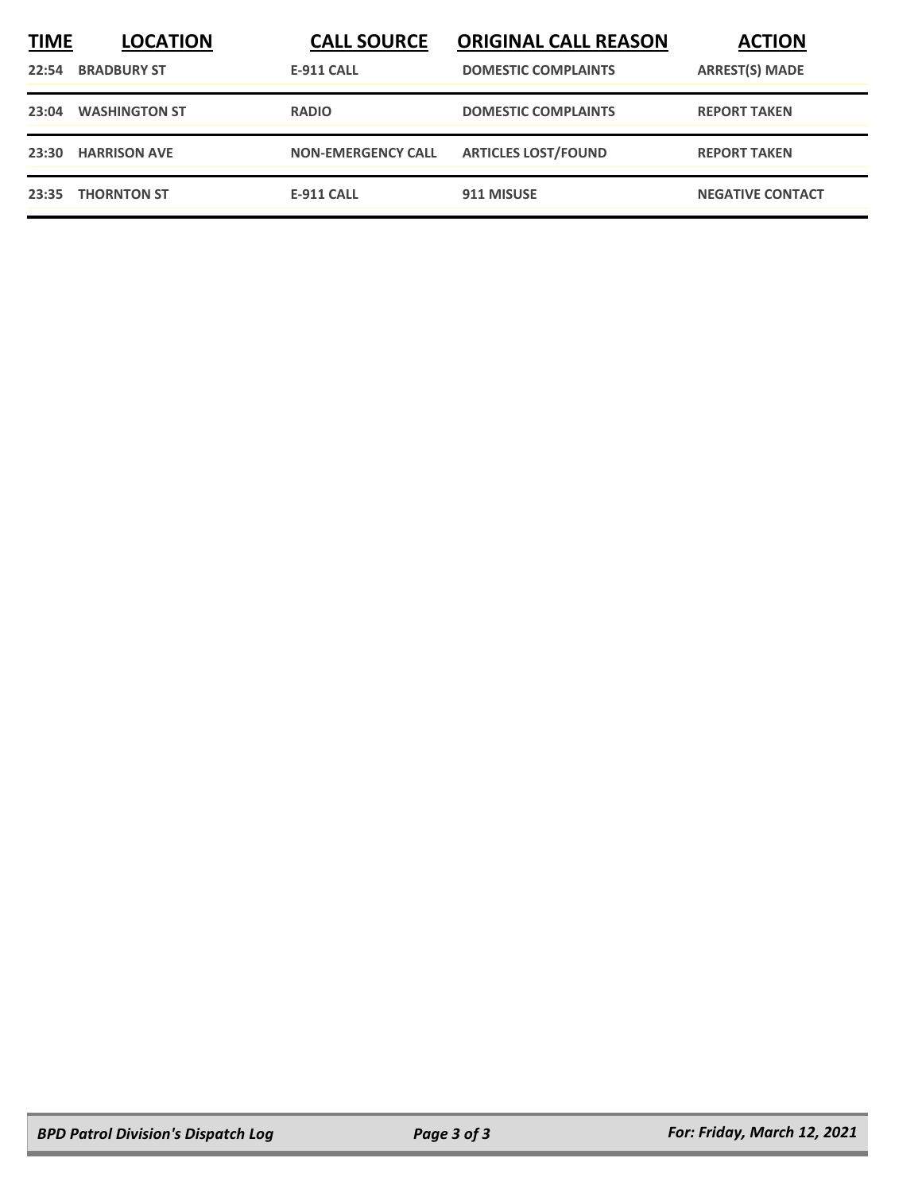| TIME | LOCATION | CALL SOURCE | ORIGINAL CALL REASON | ACTION |
| --- | --- | --- | --- | --- |
| 22:54 | BRADBURY ST | E-911 CALL | DOMESTIC COMPLAINTS | ARREST(S) MADE |
| 23:04 | WASHINGTON ST | RADIO | DOMESTIC COMPLAINTS | REPORT TAKEN |
| 23:30 | HARRISON AVE | NON-EMERGENCY CALL | ARTICLES LOST/FOUND | REPORT TAKEN |
| 23:35 | THORNTON ST | E-911 CALL | 911 MISUSE | NEGATIVE CONTACT |